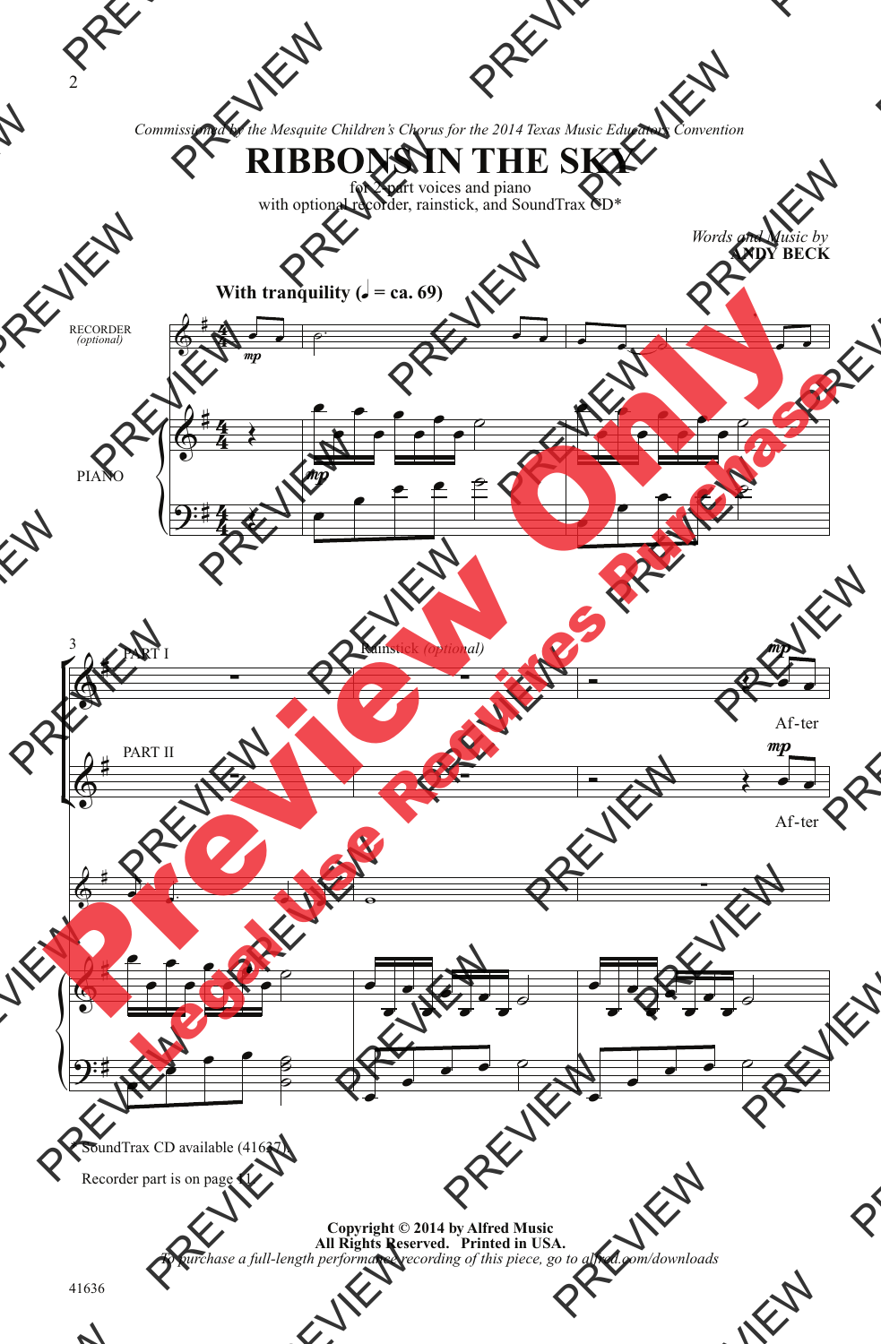*Commissioned by the Mesquite Children's Chorus for the 2014 Texas Music Educators Convention*

# RIBBONS IN THE SKY

for 2-part voices and piano
with optional recorder, rainstick, and SoundTrax CD*

*Words and Music by*
**ANDY BECK**

**With tranquility (♩ = ca. 69)**

RECORDER *(optional)*

PIANO

PART I

PART II

Rainstick *(optional)*

*mp*

Af-ter

Af-ter

\* SoundTrax CD available (41637)

Recorder part is on page 11.

**Copyright © 2014 by Alfred Music**
**All Rights Reserved. Printed in USA.**
*To purchase a full-length performance recording of this piece, go to alfred.com/downloads*

41636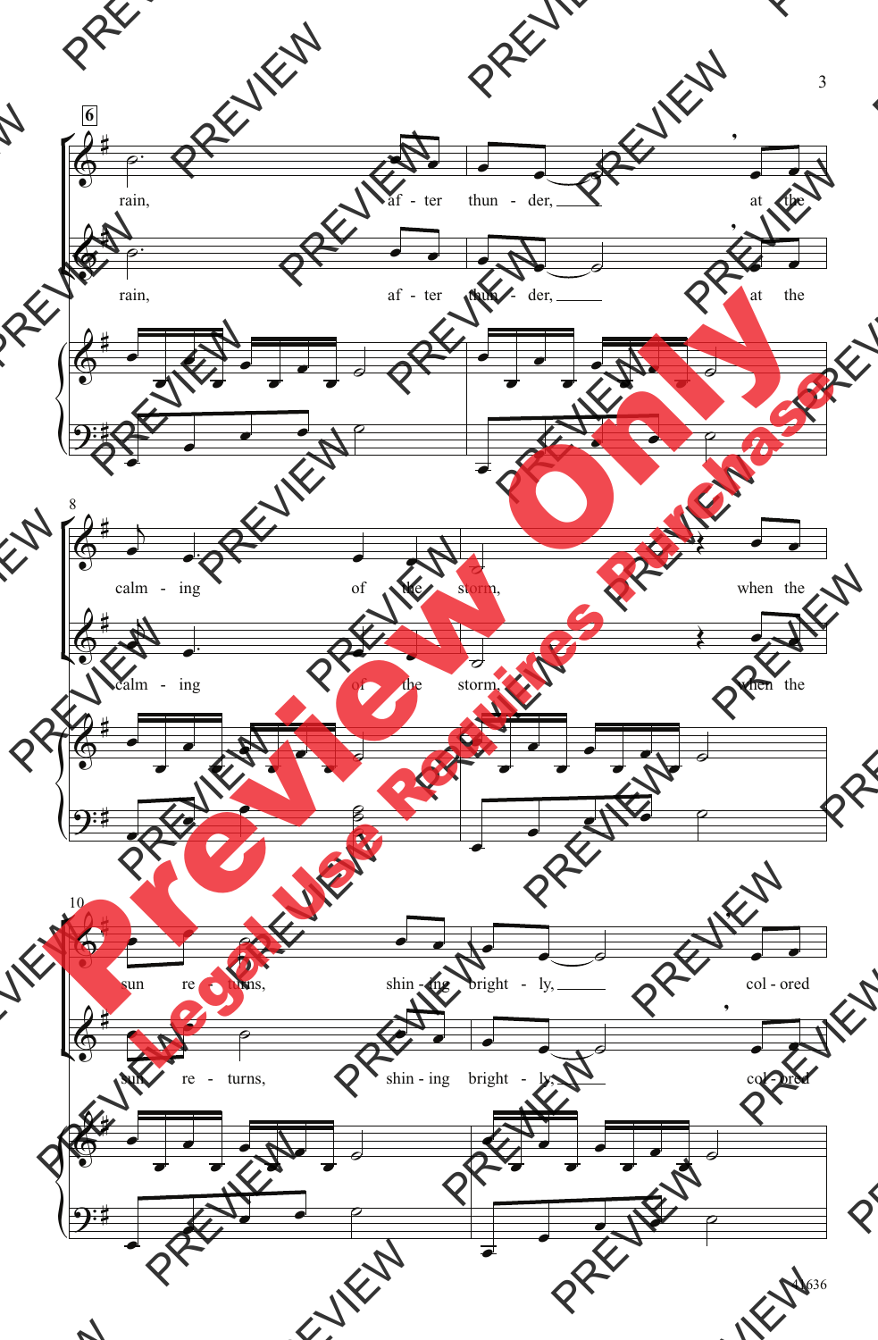rain, af - ter thun - der, at the

rain, af - ter thun - der, at the

calm - ing of the storm, when the

calm - ing of the storm, when the

sun re - turns, shin - ing bright - ly, col - ored

sun re - turns, shin - ing bright - ly, col - ored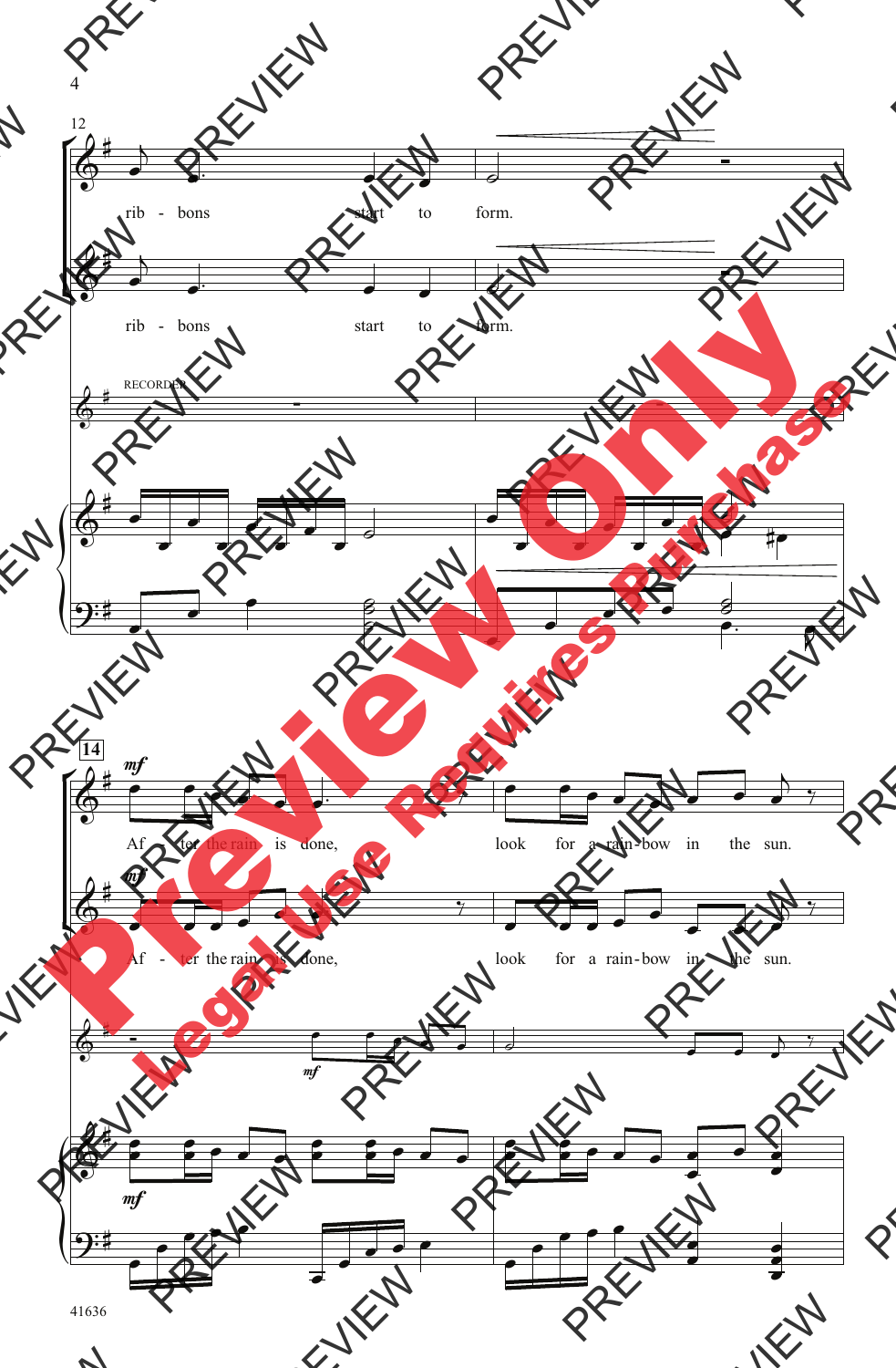12

rib - bons start to form.

rib - bons start to form.

RECORDER

14

*mf*

Af - ter the rain is done, look for a rain-bow in the sun.

*mf*

Af - ter the rain is done, look for a rain-bow in the sun.

*mf*

*mf*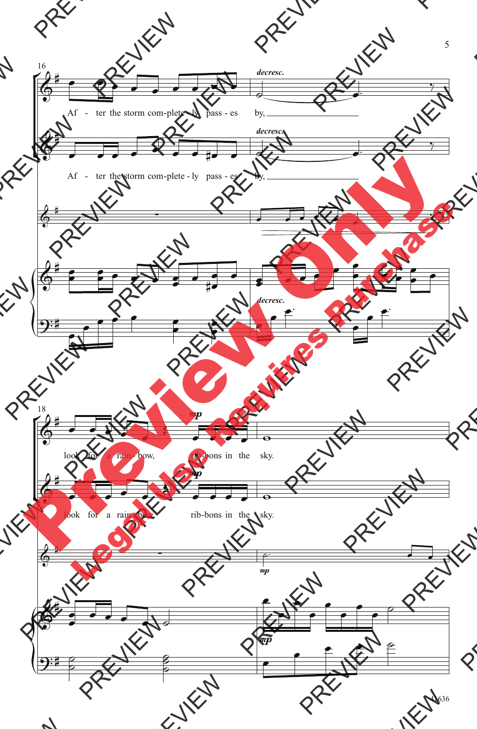16

*decresc.*

Af - ter the storm com-plete - ly pass - es by,

*decresc.*

Af - ter the storm com-plete - ly pass - es by,

*decresc.*

18

*mp*

look for a rain - bow, rib-bons in the sky.

*mp*

look for a rain - bow, rib-bons in the sky.

*mp*

*mp*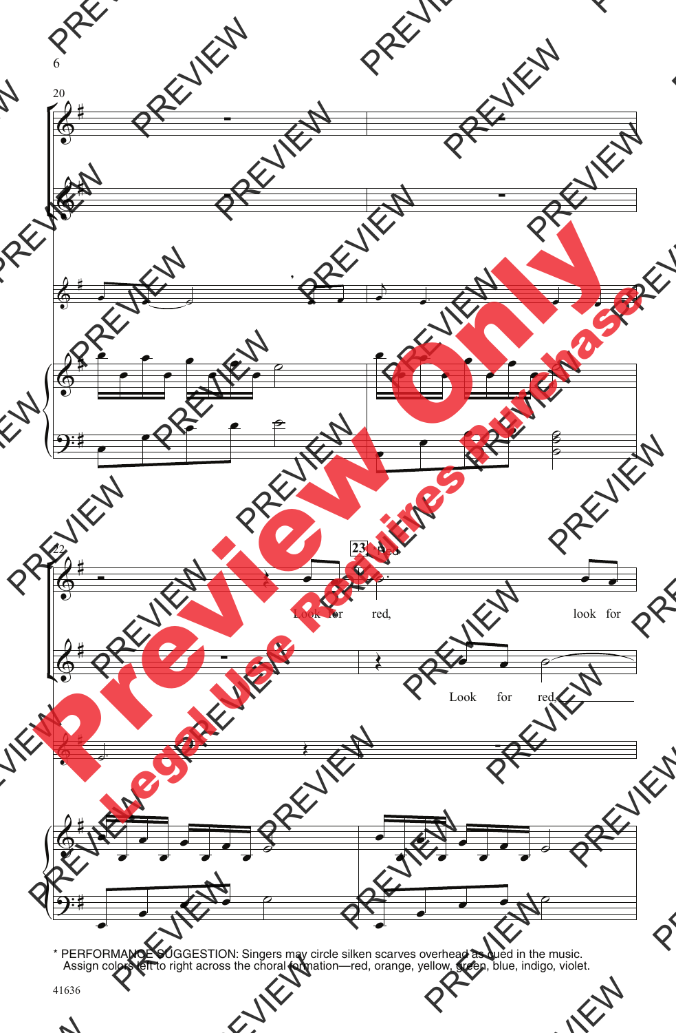* PERFORMANCE SUGGESTION: Singers may circle silken scarves overhead as cued in the music. Assign colors left to right across the choral formation—red, orange, yellow, green, blue, indigo, violet.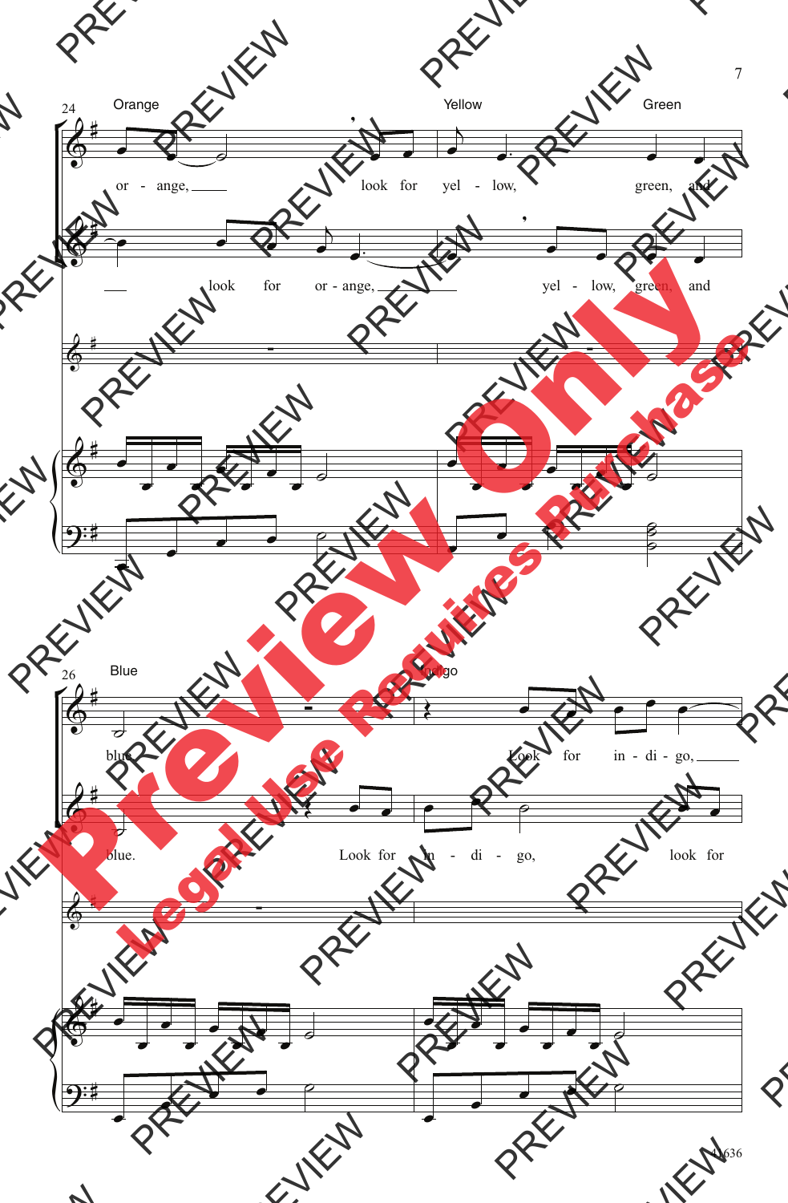Orange

or - ange, look for yel - low, green, and

look for or - ange, yel - low, green, and

Yellow

Green

Blue

blue.

Look for in - di - go,

Indigo

blue. Look for in - di - go, look for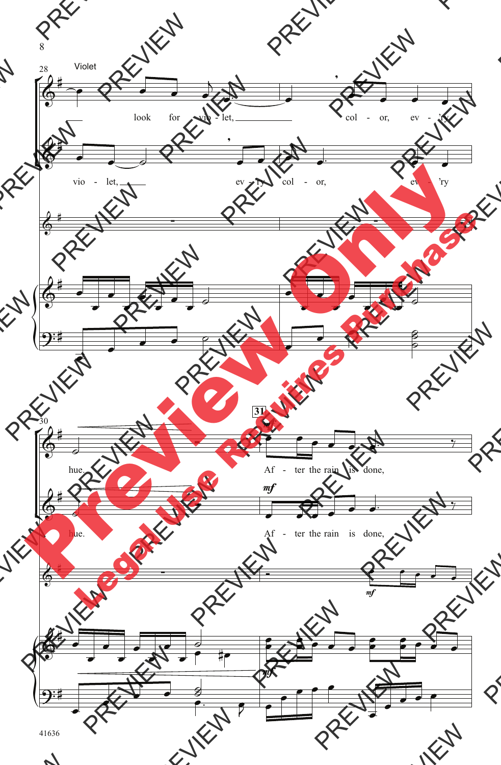Violet

look for vio - let, col - or, ev - 'ry

vio - let, ev - 'ry col - or, ev - 'ry

hue.

Af - ter the rain is done,

hue.

Af - ter the rain is done,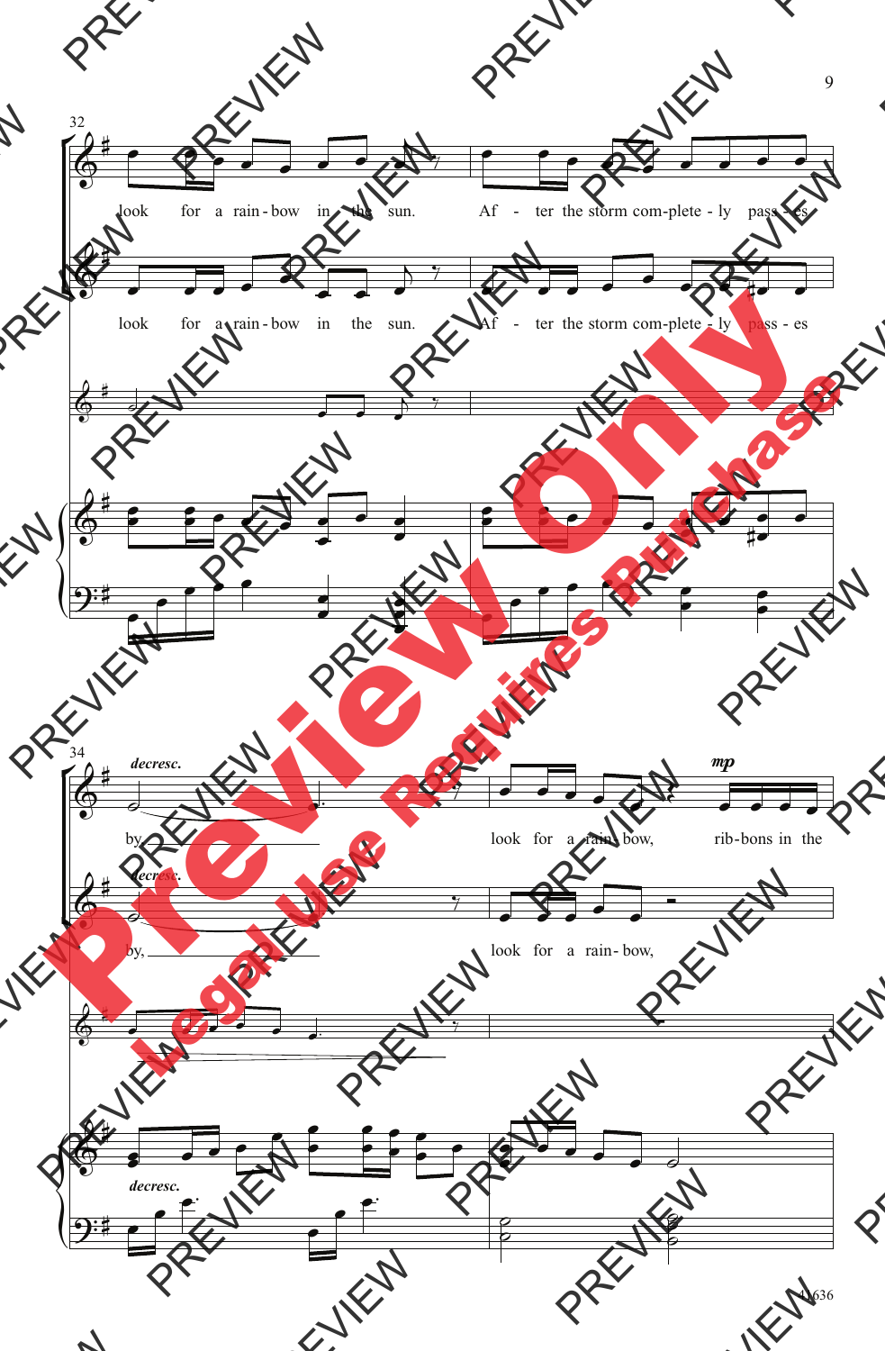32

look for a rain-bow in the sun. Af - ter the storm com-plete - ly pass - es

look for a rain-bow in the sun. Af - ter the storm com-plete - ly pass - es

34

*decresc.*

by, look for a rain-bow, *mp* rib-bons in the

*decresc.*

by, look for a rain-bow,

*decresc.*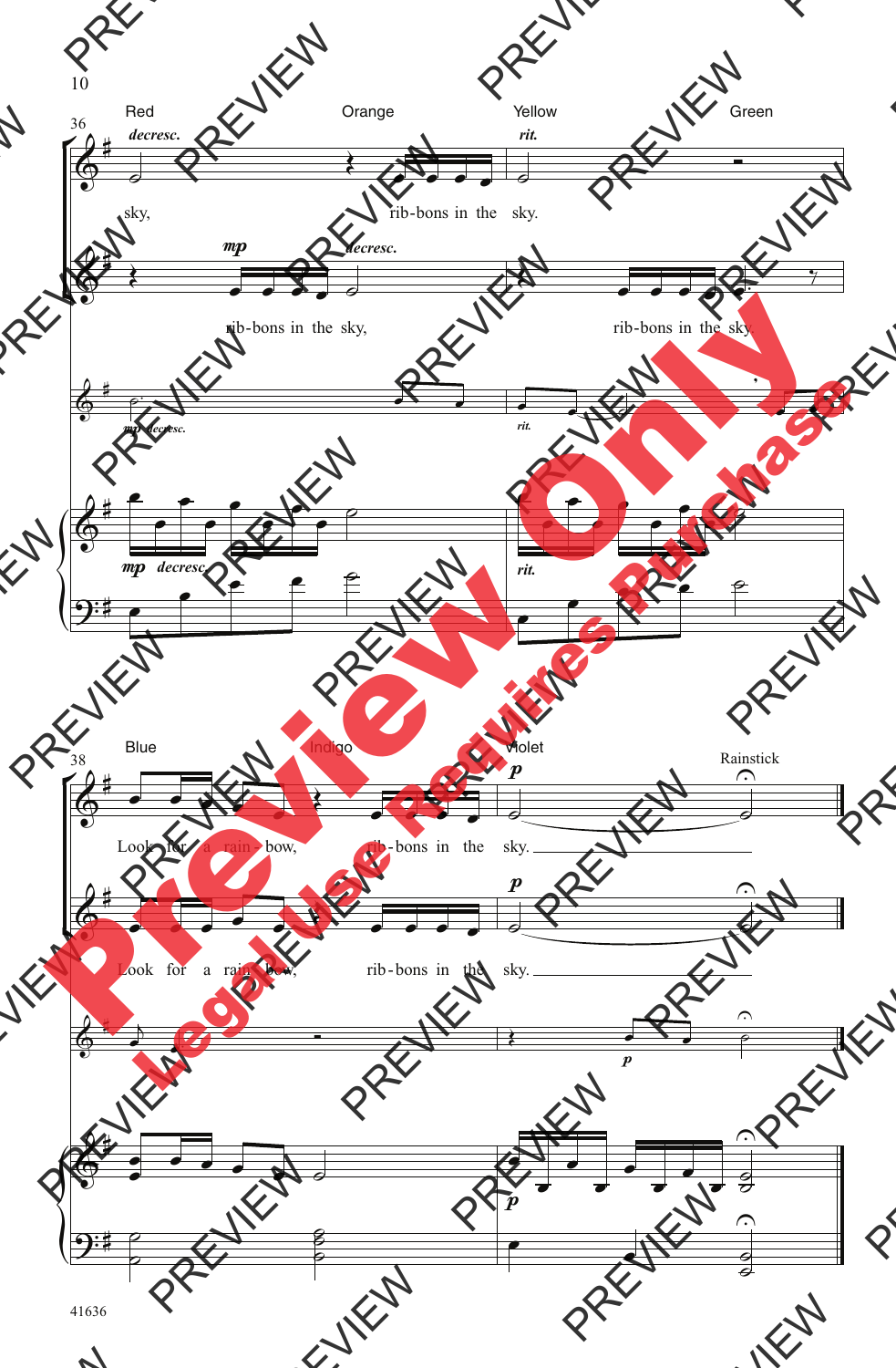Red Orange Yellow Green

*decresc.* *rit.*

sky, rib-bons in the sky.

*mp* *decresc.*

rib-bons in the sky, rib-bons in the sky.

*mp decresc.* *rit.*

*mp decresc.* *rit.*

Blue Indigo Violet Rainstick

*p*

Look for a rain-bow, rib-bons in the sky.

*p*

Look for a rain-bow, rib-bons in the sky.

*p*

*p*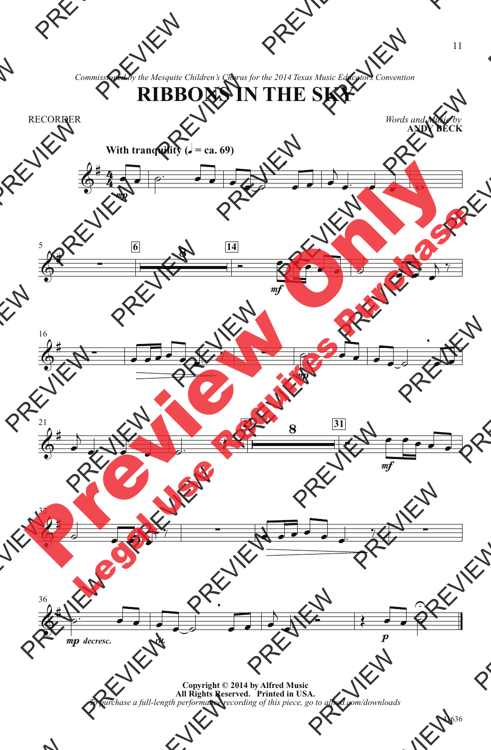*Commissioned by the Mesquite Children's Chorus for the 2014 Texas Music Educators Convention*

# RIBBONS IN THE SKY

RECORDER

*Words and Music by*
**ANDY BECK**

**With tranquility (♩ = ca. 69)**

**Copyright © 2014 by Alfred Music**
**All Rights Reserved. Printed in USA.**
*To purchase a full-length performance recording of this piece, go to alfred.com/downloads*